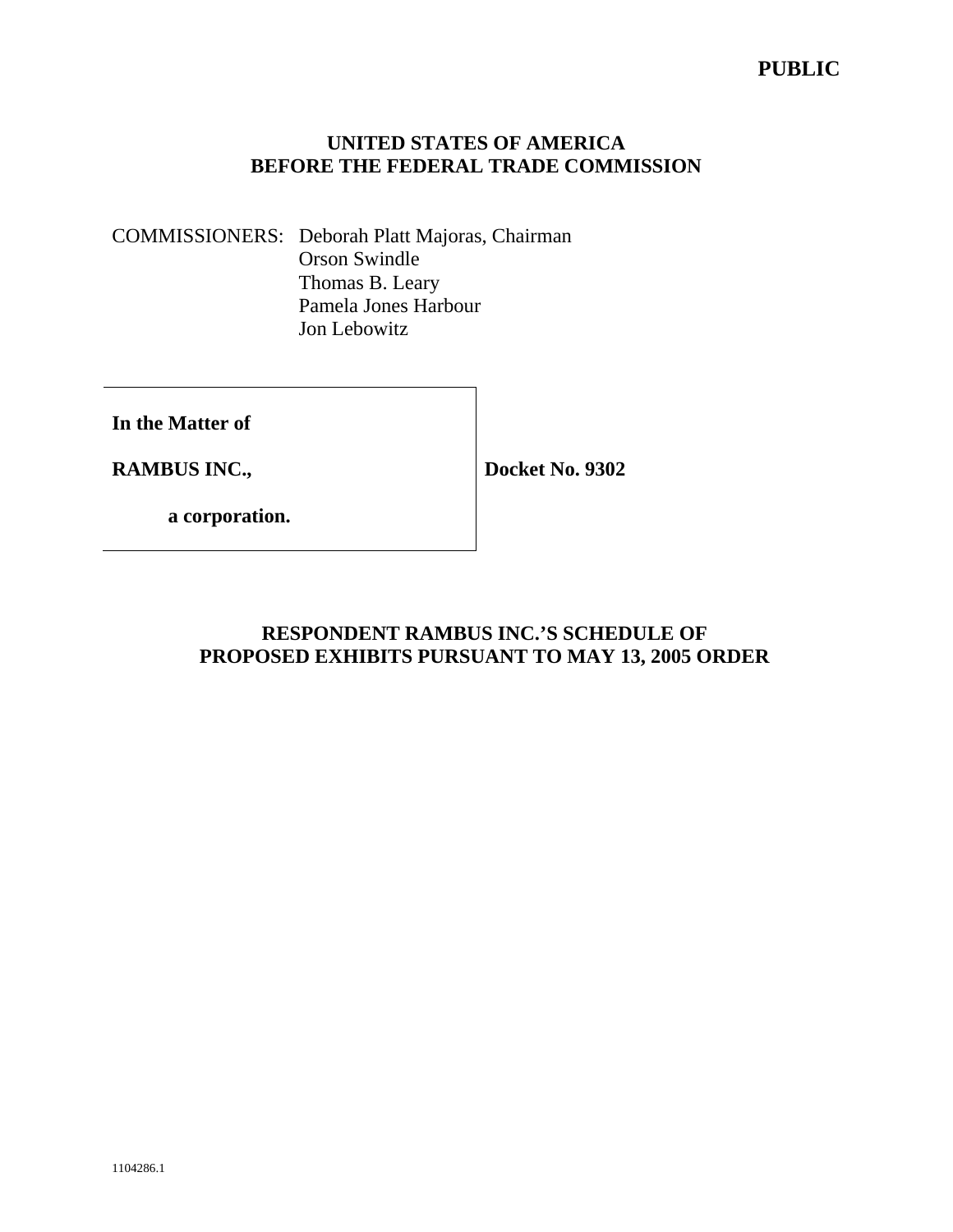**PUBLIC**

**UNITED STATES OF AMERICA**
**BEFORE THE FEDERAL TRADE COMMISSION**

COMMISSIONERS: Deborah Platt Majoras, Chairman
Orson Swindle
Thomas B. Leary
Pamela Jones Harbour
Jon Lebowitz

| | |
|---|---|
| **In the Matter of**<br><br>**RAMBUS INC.,**<br><br>**a corporation.** | **Docket No. 9302** |

**RESPONDENT RAMBUS INC.'S SCHEDULE OF PROPOSED EXHIBITS PURSUANT TO MAY 13, 2005 ORDER**

1104286.1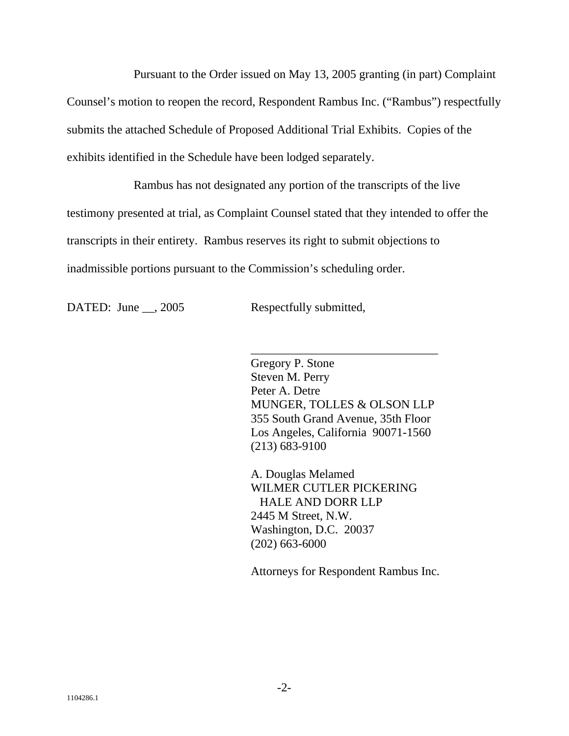Pursuant to the Order issued on May 13, 2005 granting (in part) Complaint Counsel's motion to reopen the record, Respondent Rambus Inc. ("Rambus") respectfully submits the attached Schedule of Proposed Additional Trial Exhibits. Copies of the exhibits identified in the Schedule have been lodged separately.

Rambus has not designated any portion of the transcripts of the live testimony presented at trial, as Complaint Counsel stated that they intended to offer the transcripts in their entirety. Rambus reserves its right to submit objections to inadmissible portions pursuant to the Commission's scheduling order.

DATED: June __, 2005

Respectfully submitted,

________________________________

Gregory P. Stone
Steven M. Perry
Peter A. Detre
MUNGER, TOLLES & OLSON LLP
355 South Grand Avenue, 35th Floor
Los Angeles, California 90071-1560
(213) 683-9100

A. Douglas Melamed
WILMER CUTLER PICKERING
HALE AND DORR LLP
2445 M Street, N.W.
Washington, D.C. 20037
(202) 663-6000

Attorneys for Respondent Rambus Inc.

1104286.1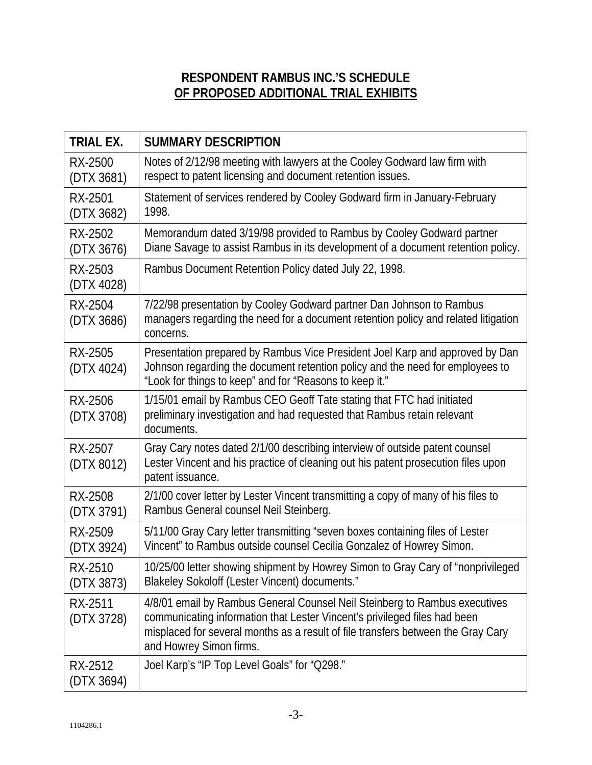**RESPONDENT RAMBUS INC.'S SCHEDULE**
**OF PROPOSED ADDITIONAL TRIAL EXHIBITS**

| TRIAL EX. | SUMMARY DESCRIPTION |
|---|---|
| RX-2500 (DTX 3681) | Notes of 2/12/98 meeting with lawyers at the Cooley Godward law firm with respect to patent licensing and document retention issues. |
| RX-2501 (DTX 3682) | Statement of services rendered by Cooley Godward firm in January-February 1998. |
| RX-2502 (DTX 3676) | Memorandum dated 3/19/98 provided to Rambus by Cooley Godward partner Diane Savage to assist Rambus in its development of a document retention policy. |
| RX-2503 (DTX 4028) | Rambus Document Retention Policy dated July 22, 1998. |
| RX-2504 (DTX 3686) | 7/22/98 presentation by Cooley Godward partner Dan Johnson to Rambus managers regarding the need for a document retention policy and related litigation concerns. |
| RX-2505 (DTX 4024) | Presentation prepared by Rambus Vice President Joel Karp and approved by Dan Johnson regarding the document retention policy and the need for employees to "Look for things to keep" and for "Reasons to keep it." |
| RX-2506 (DTX 3708) | 1/15/01 email by Rambus CEO Geoff Tate stating that FTC had initiated preliminary investigation and had requested that Rambus retain relevant documents. |
| RX-2507 (DTX 8012) | Gray Cary notes dated 2/1/00 describing interview of outside patent counsel Lester Vincent and his practice of cleaning out his patent prosecution files upon patent issuance. |
| RX-2508 (DTX 3791) | 2/1/00 cover letter by Lester Vincent transmitting a copy of many of his files to Rambus General counsel Neil Steinberg. |
| RX-2509 (DTX 3924) | 5/11/00 Gray Cary letter transmitting "seven boxes containing files of Lester Vincent" to Rambus outside counsel Cecilia Gonzalez of Howrey Simon. |
| RX-2510 (DTX 3873) | 10/25/00 letter showing shipment by Howrey Simon to Gray Cary of "nonprivileged Blakeley Sokoloff (Lester Vincent) documents." |
| RX-2511 (DTX 3728) | 4/8/01 email by Rambus General Counsel Neil Steinberg to Rambus executives communicating information that Lester Vincent's privileged files had been misplaced for several months as a result of file transfers between the Gray Cary and Howrey Simon firms. |
| RX-2512 (DTX 3694) | Joel Karp's "IP Top Level Goals" for "Q298." |

1104286.1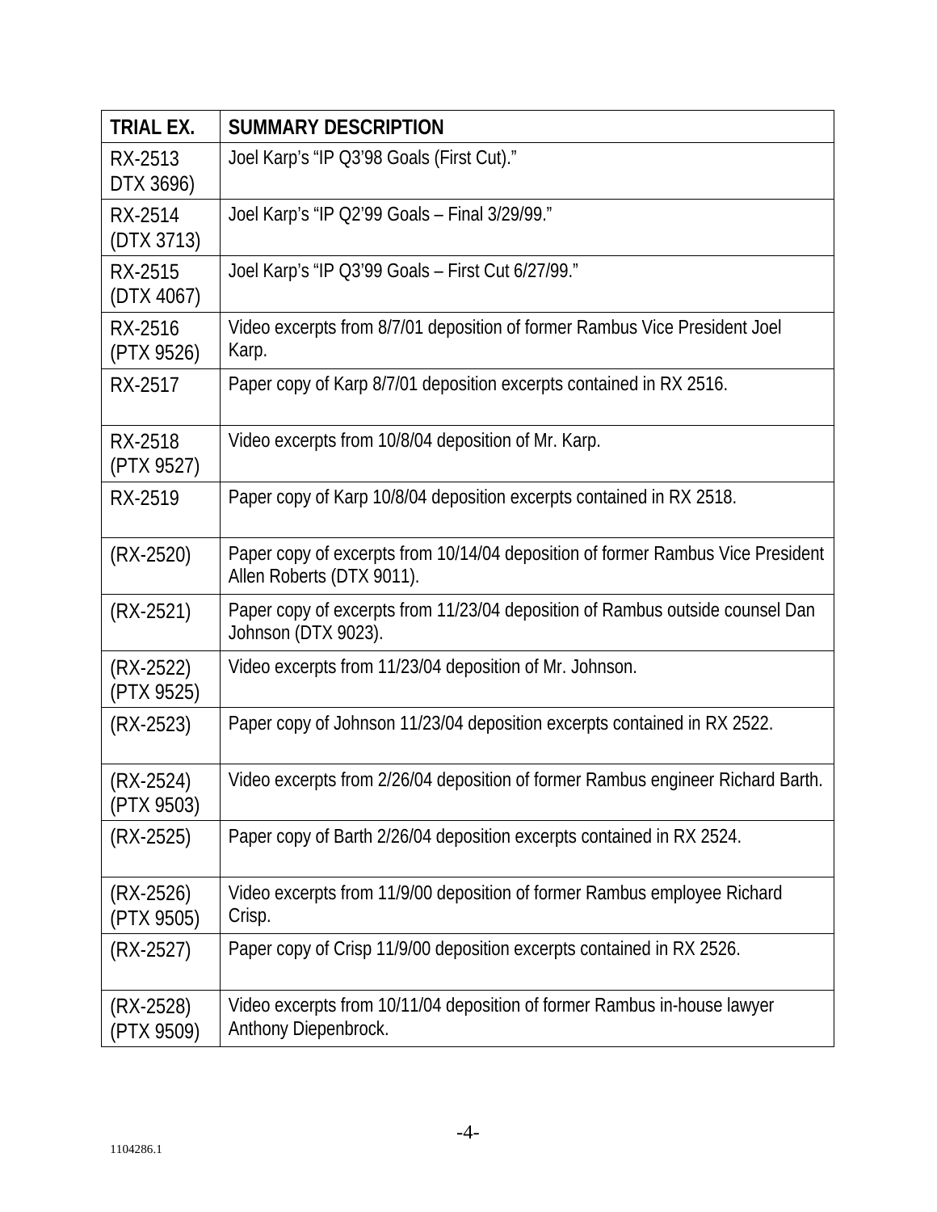| TRIAL EX. | SUMMARY DESCRIPTION |
|---|---|
| RX-2513 DTX 3696) | Joel Karp's "IP Q3'98 Goals (First Cut)." |
| RX-2514 (DTX 3713) | Joel Karp's "IP Q2'99 Goals – Final 3/29/99." |
| RX-2515 (DTX 4067) | Joel Karp's "IP Q3'99 Goals – First Cut 6/27/99." |
| RX-2516 (PTX 9526) | Video excerpts from 8/7/01 deposition of former Rambus Vice President Joel Karp. |
| RX-2517 | Paper copy of Karp 8/7/01 deposition excerpts contained in RX 2516. |
| RX-2518 (PTX 9527) | Video excerpts from 10/8/04 deposition of Mr. Karp. |
| RX-2519 | Paper copy of Karp 10/8/04 deposition excerpts contained in RX 2518. |
| (RX-2520) | Paper copy of excerpts from 10/14/04 deposition of former Rambus Vice President Allen Roberts (DTX 9011). |
| (RX-2521) | Paper copy of excerpts from 11/23/04 deposition of Rambus outside counsel Dan Johnson (DTX 9023). |
| (RX-2522) (PTX 9525) | Video excerpts from 11/23/04 deposition of Mr. Johnson. |
| (RX-2523) | Paper copy of Johnson 11/23/04 deposition excerpts contained in RX 2522. |
| (RX-2524) (PTX 9503) | Video excerpts from 2/26/04 deposition of former Rambus engineer Richard Barth. |
| (RX-2525) | Paper copy of Barth 2/26/04 deposition excerpts contained in RX 2524. |
| (RX-2526) (PTX 9505) | Video excerpts from 11/9/00 deposition of former Rambus employee Richard Crisp. |
| (RX-2527) | Paper copy of Crisp 11/9/00 deposition excerpts contained in RX 2526. |
| (RX-2528) (PTX 9509) | Video excerpts from 10/11/04 deposition of former Rambus in-house lawyer Anthony Diepenbrock. |

1104286.1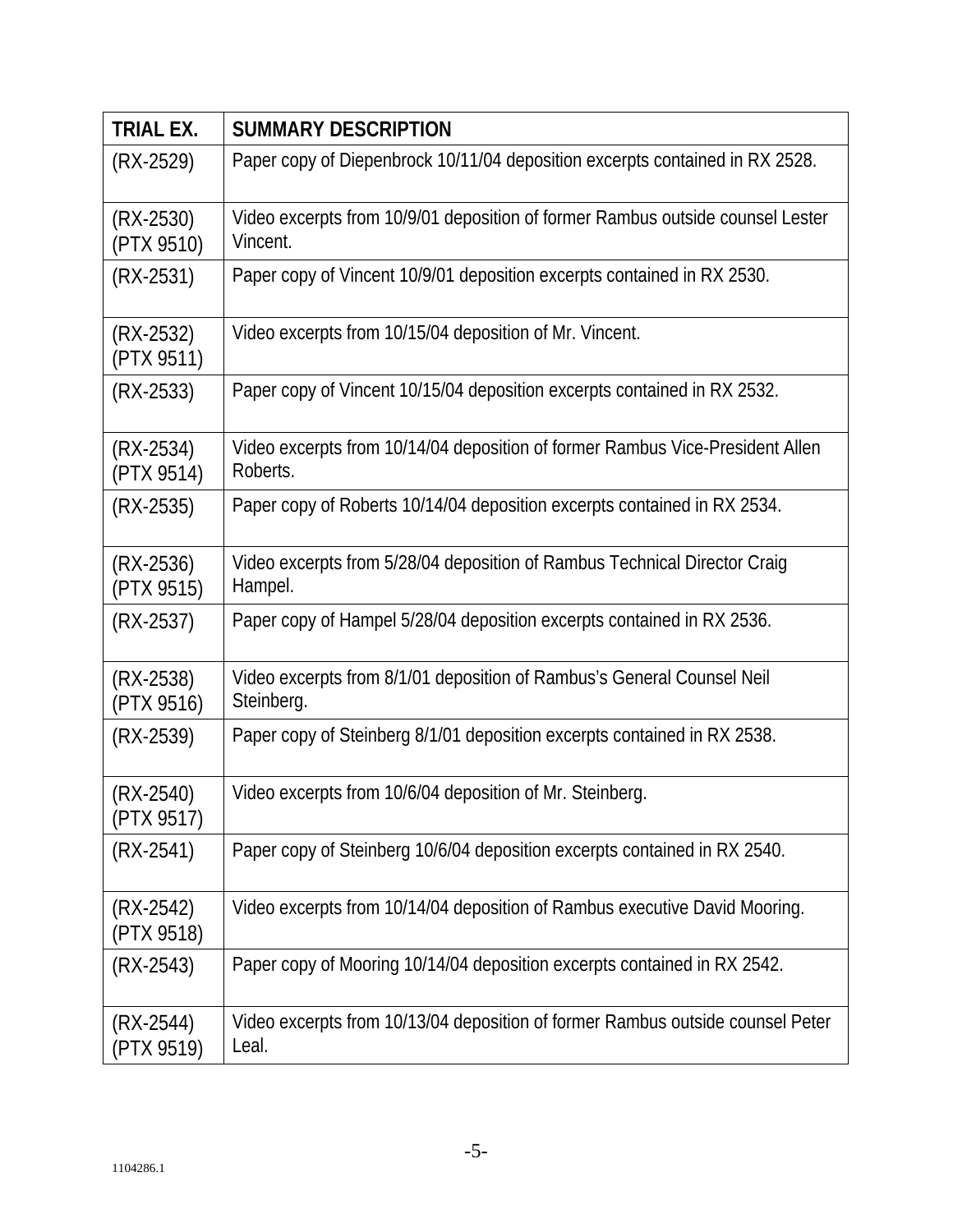| TRIAL EX. | SUMMARY DESCRIPTION |
|---|---|
| (RX-2529) | Paper copy of Diepenbrock 10/11/04 deposition excerpts contained in RX 2528. |
| (RX-2530) (PTX 9510) | Video excerpts from 10/9/01 deposition of former Rambus outside counsel Lester Vincent. |
| (RX-2531) | Paper copy of Vincent 10/9/01 deposition excerpts contained in RX 2530. |
| (RX-2532) (PTX 9511) | Video excerpts from 10/15/04 deposition of Mr. Vincent. |
| (RX-2533) | Paper copy of Vincent 10/15/04 deposition excerpts contained in RX 2532. |
| (RX-2534) (PTX 9514) | Video excerpts from 10/14/04 deposition of former Rambus Vice-President Allen Roberts. |
| (RX-2535) | Paper copy of Roberts 10/14/04 deposition excerpts contained in RX 2534. |
| (RX-2536) (PTX 9515) | Video excerpts from 5/28/04 deposition of Rambus Technical Director Craig Hampel. |
| (RX-2537) | Paper copy of Hampel 5/28/04 deposition excerpts contained in RX 2536. |
| (RX-2538) (PTX 9516) | Video excerpts from 8/1/01 deposition of Rambus's General Counsel Neil Steinberg. |
| (RX-2539) | Paper copy of Steinberg 8/1/01 deposition excerpts contained in RX 2538. |
| (RX-2540) (PTX 9517) | Video excerpts from 10/6/04 deposition of Mr. Steinberg. |
| (RX-2541) | Paper copy of Steinberg 10/6/04 deposition excerpts contained in RX 2540. |
| (RX-2542) (PTX 9518) | Video excerpts from 10/14/04 deposition of Rambus executive David Mooring. |
| (RX-2543) | Paper copy of Mooring 10/14/04 deposition excerpts contained in RX 2542. |
| (RX-2544) (PTX 9519) | Video excerpts from 10/13/04 deposition of former Rambus outside counsel Peter Leal. |

1104286.1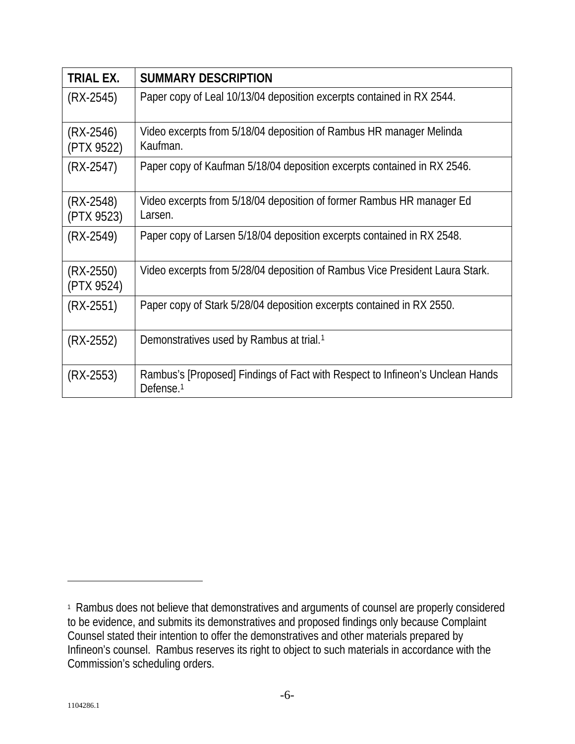| TRIAL EX. | SUMMARY DESCRIPTION |
|---|---|
| (RX-2545) | Paper copy of Leal 10/13/04 deposition excerpts contained in RX 2544. |
| (RX-2546) (PTX 9522) | Video excerpts from 5/18/04 deposition of Rambus HR manager Melinda Kaufman. |
| (RX-2547) | Paper copy of Kaufman 5/18/04 deposition excerpts contained in RX 2546. |
| (RX-2548) (PTX 9523) | Video excerpts from 5/18/04 deposition of former Rambus HR manager Ed Larsen. |
| (RX-2549) | Paper copy of Larsen 5/18/04 deposition excerpts contained in RX 2548. |
| (RX-2550) (PTX 9524) | Video excerpts from 5/28/04 deposition of Rambus Vice President Laura Stark. |
| (RX-2551) | Paper copy of Stark 5/28/04 deposition excerpts contained in RX 2550. |
| (RX-2552) | Demonstratives used by Rambus at trial.[1] |
| (RX-2553) | Rambus's [Proposed] Findings of Fact with Respect to Infineon's Unclean Hands Defense.[1] |

[1] Rambus does not believe that demonstratives and arguments of counsel are properly considered to be evidence, and submits its demonstratives and proposed findings only because Complaint Counsel stated their intention to offer the demonstratives and other materials prepared by Infineon's counsel. Rambus reserves its right to object to such materials in accordance with the Commission's scheduling orders.

1104286.1